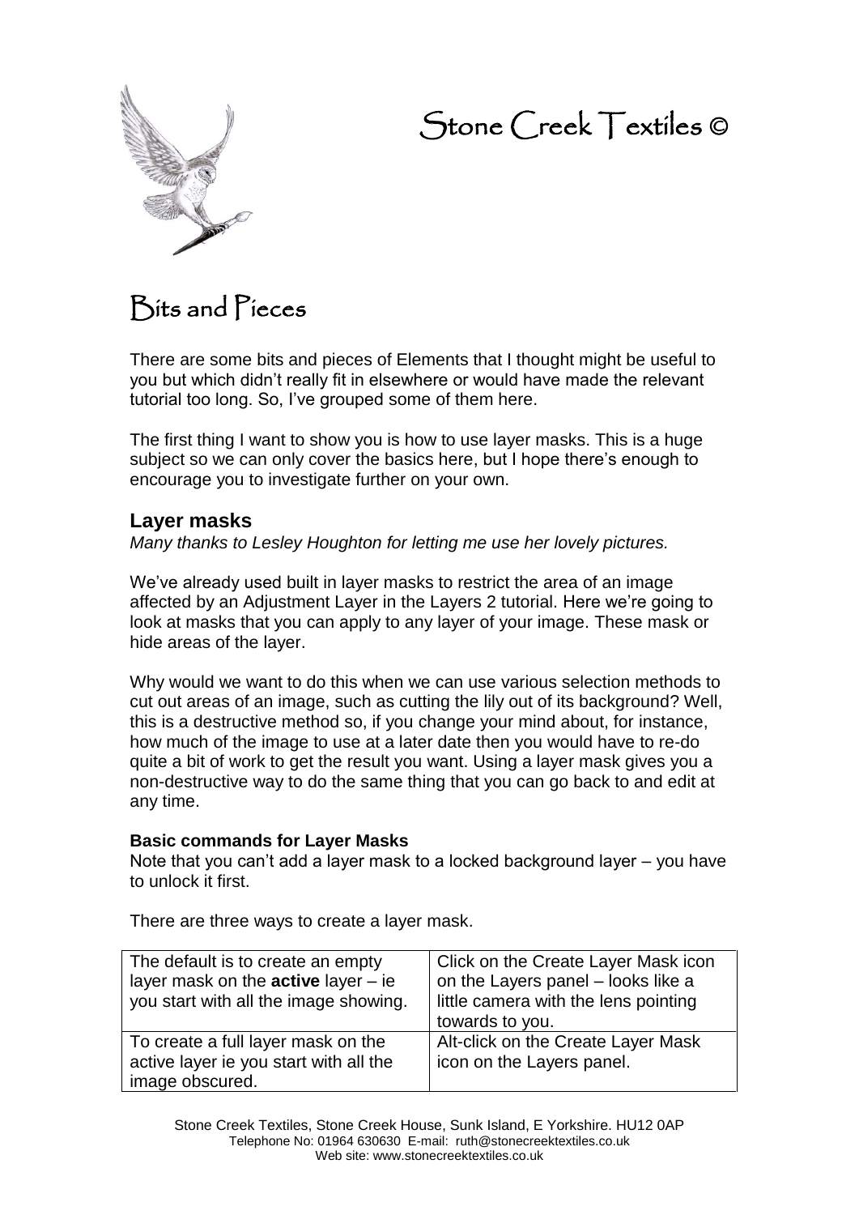# Stone Creek Textiles ©

## Bits and Pieces

There are some bits and pieces of Elements that I thought might be useful to you but which didn't really fit in elsewhere or would have made the relevant tutorial too long. So, I've grouped some of them here.

The first thing I want to show you is how to use layer masks. This is a huge subject so we can only cover the basics here, but I hope there's enough to encourage you to investigate further on your own.

### Layer masks

*Many thanks to Lesley Houghton for letting me use her lovely pictures.*

We've already used built in layer masks to restrict the area of an image affected by an Adjustment Layer in the Layers 2 tutorial. Here we're going to look at masks that you can apply to any layer of your image. These mask or hide areas of the layer.

Why would we want to do this when we can use various selection methods to cut out areas of an image, such as cutting the lily out of its background? Well, this is a destructive method so, if you change your mind about, for instance, how much of the image to use at a later date then you would have to re-do quite a bit of work to get the result you want. Using a layer mask gives you a non-destructive way to do the same thing that you can go back to and edit at any time.

**Basic commands for Layer Masks**

Note that you can't add a layer mask to a locked background layer – you have to unlock it first.

There are three ways to create a layer mask.

| | |
|---|---|
| The default is to create an empty layer mask on the **active** layer – ie you start with all the image showing. | Click on the Create Layer Mask icon on the Layers panel – looks like a little camera with the lens pointing towards to you. |
| To create a full layer mask on the active layer ie you start with all the image obscured. | Alt-click on the Create Layer Mask icon on the Layers panel. |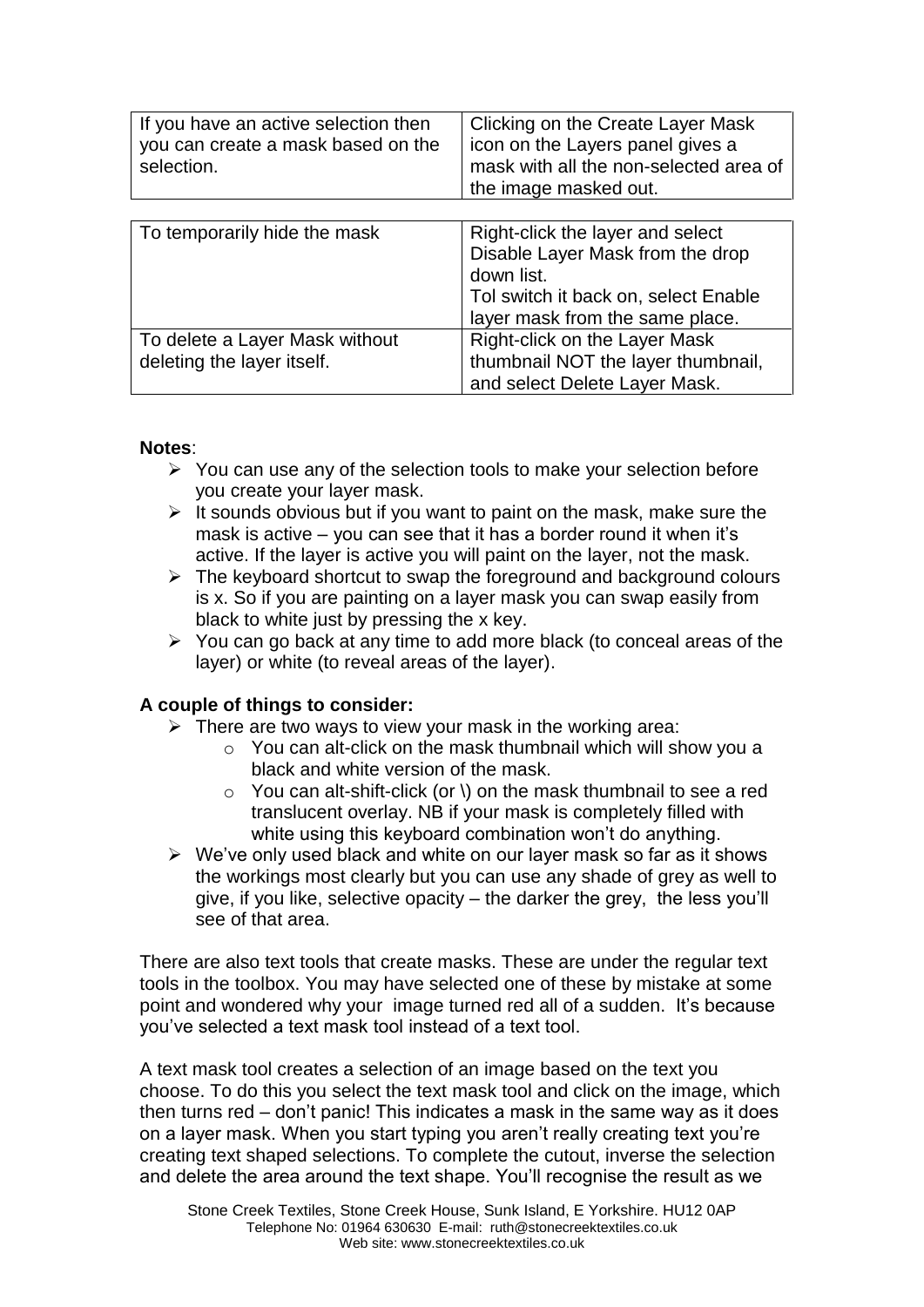| If you have an active selection then you can create a mask based on the selection. | Clicking on the Create Layer Mask icon on the Layers panel gives a mask with all the non-selected area of the image masked out. |
|---|---|

| To temporarily hide the mask | Right-click the layer and select Disable Layer Mask from the drop down list.<br>Tol switch it back on, select Enable layer mask from the same place. |
|---|---|
| To delete a Layer Mask without deleting the layer itself. | Right-click on the Layer Mask thumbnail NOT the layer thumbnail, and select Delete Layer Mask. |

**Notes**:

- You can use any of the selection tools to make your selection before you create your layer mask.
- It sounds obvious but if you want to paint on the mask, make sure the mask is active – you can see that it has a border round it when it's active. If the layer is active you will paint on the layer, not the mask.
- The keyboard shortcut to swap the foreground and background colours is x. So if you are painting on a layer mask you can swap easily from black to white just by pressing the x key.
- You can go back at any time to add more black (to conceal areas of the layer) or white (to reveal areas of the layer).

**A couple of things to consider:**

- There are two ways to view your mask in the working area:
  - You can alt-click on the mask thumbnail which will show you a black and white version of the mask.
  - You can alt-shift-click (or \) on the mask thumbnail to see a red translucent overlay. NB if your mask is completely filled with white using this keyboard combination won't do anything.
- We've only used black and white on our layer mask so far as it shows the workings most clearly but you can use any shade of grey as well to give, if you like, selective opacity – the darker the grey, the less you'll see of that area.

There are also text tools that create masks. These are under the regular text tools in the toolbox. You may have selected one of these by mistake at some point and wondered why your image turned red all of a sudden. It's because you've selected a text mask tool instead of a text tool.

A text mask tool creates a selection of an image based on the text you choose. To do this you select the text mask tool and click on the image, which then turns red – don't panic! This indicates a mask in the same way as it does on a layer mask. When you start typing you aren't really creating text you're creating text shaped selections. To complete the cutout, inverse the selection and delete the area around the text shape. You'll recognise the result as we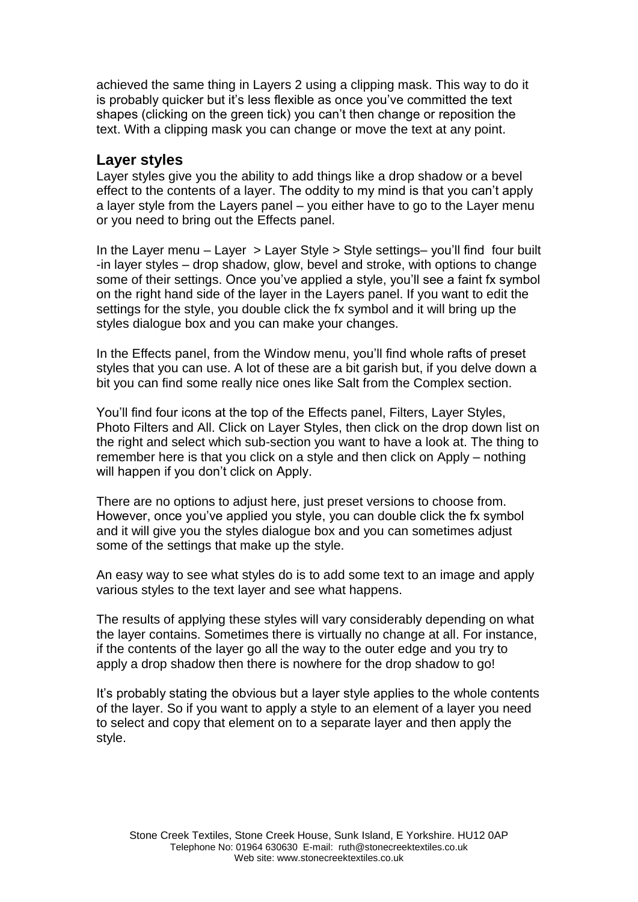achieved the same thing in Layers 2 using a clipping mask. This way to do it is probably quicker but it's less flexible as once you've committed the text shapes (clicking on the green tick) you can't then change or reposition the text. With a clipping mask you can change or move the text at any point.

## Layer styles

Layer styles give you the ability to add things like a drop shadow or a bevel effect to the contents of a layer. The oddity to my mind is that you can't apply a layer style from the Layers panel – you either have to go to the Layer menu or you need to bring out the Effects panel.

In the Layer menu – Layer > Layer Style > Style settings– you'll find four built -in layer styles – drop shadow, glow, bevel and stroke, with options to change some of their settings. Once you've applied a style, you'll see a faint fx symbol on the right hand side of the layer in the Layers panel. If you want to edit the settings for the style, you double click the fx symbol and it will bring up the styles dialogue box and you can make your changes.

In the Effects panel, from the Window menu, you'll find whole rafts of preset styles that you can use. A lot of these are a bit garish but, if you delve down a bit you can find some really nice ones like Salt from the Complex section.

You'll find four icons at the top of the Effects panel, Filters, Layer Styles, Photo Filters and All. Click on Layer Styles, then click on the drop down list on the right and select which sub-section you want to have a look at. The thing to remember here is that you click on a style and then click on Apply – nothing will happen if you don't click on Apply.

There are no options to adjust here, just preset versions to choose from. However, once you've applied you style, you can double click the fx symbol and it will give you the styles dialogue box and you can sometimes adjust some of the settings that make up the style.

An easy way to see what styles do is to add some text to an image and apply various styles to the text layer and see what happens.

The results of applying these styles will vary considerably depending on what the layer contains. Sometimes there is virtually no change at all. For instance, if the contents of the layer go all the way to the outer edge and you try to apply a drop shadow then there is nowhere for the drop shadow to go!

It's probably stating the obvious but a layer style applies to the whole contents of the layer. So if you want to apply a style to an element of a layer you need to select and copy that element on to a separate layer and then apply the style.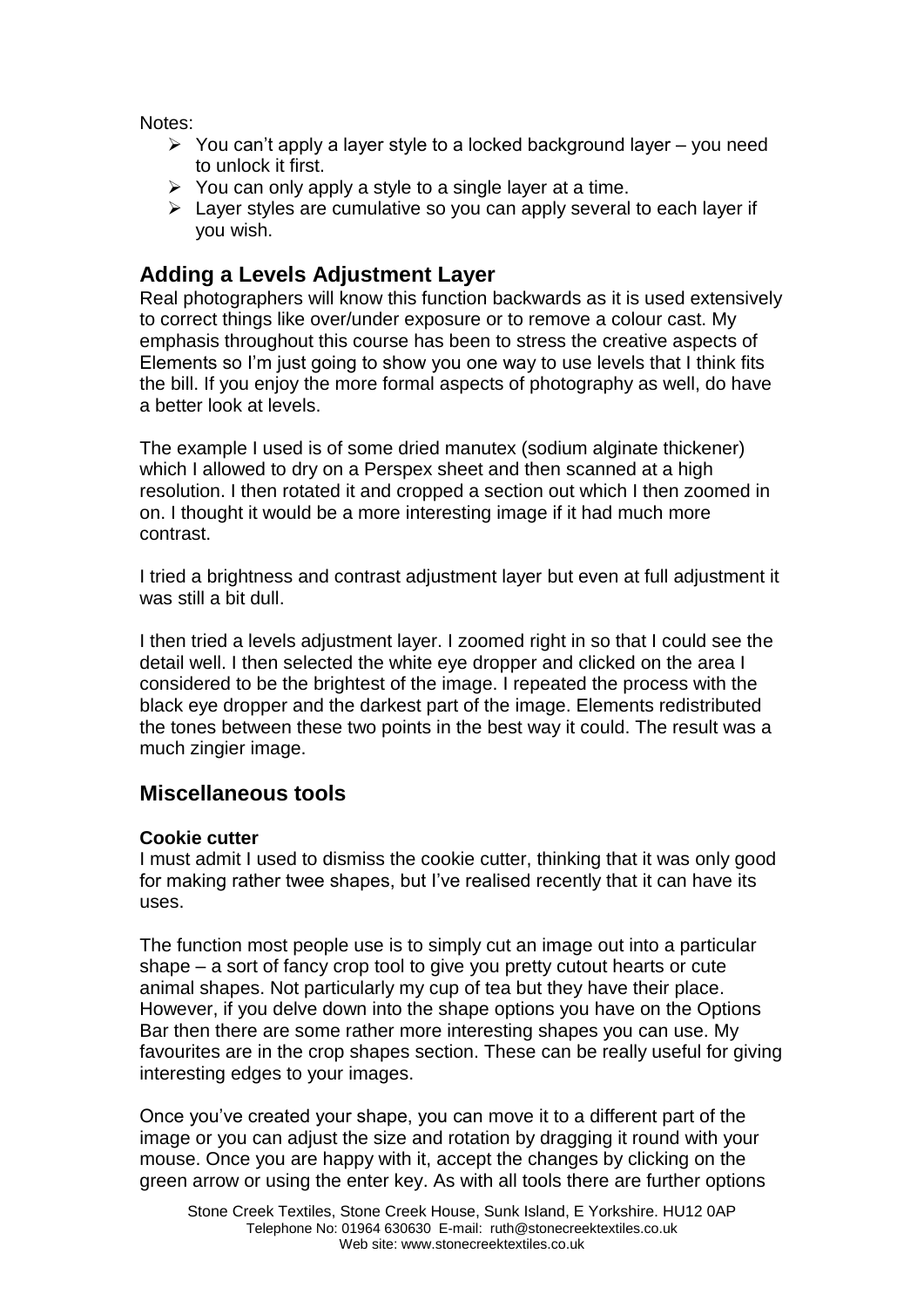Notes:

- You can't apply a layer style to a locked background layer – you need to unlock it first.
- You can only apply a style to a single layer at a time.
- Layer styles are cumulative so you can apply several to each layer if you wish.

## Adding a Levels Adjustment Layer

Real photographers will know this function backwards as it is used extensively to correct things like over/under exposure or to remove a colour cast. My emphasis throughout this course has been to stress the creative aspects of Elements so I'm just going to show you one way to use levels that I think fits the bill. If you enjoy the more formal aspects of photography as well, do have a better look at levels.

The example I used is of some dried manutex (sodium alginate thickener) which I allowed to dry on a Perspex sheet and then scanned at a high resolution. I then rotated it and cropped a section out which I then zoomed in on. I thought it would be a more interesting image if it had much more contrast.

I tried a brightness and contrast adjustment layer but even at full adjustment it was still a bit dull.

I then tried a levels adjustment layer. I zoomed right in so that I could see the detail well. I then selected the white eye dropper and clicked on the area I considered to be the brightest of the image. I repeated the process with the black eye dropper and the darkest part of the image. Elements redistributed the tones between these two points in the best way it could. The result was a much zingier image.

## Miscellaneous tools

**Cookie cutter**

I must admit I used to dismiss the cookie cutter, thinking that it was only good for making rather twee shapes, but I've realised recently that it can have its uses.

The function most people use is to simply cut an image out into a particular shape – a sort of fancy crop tool to give you pretty cutout hearts or cute animal shapes. Not particularly my cup of tea but they have their place. However, if you delve down into the shape options you have on the Options Bar then there are some rather more interesting shapes you can use. My favourites are in the crop shapes section. These can be really useful for giving interesting edges to your images.

Once you've created your shape, you can move it to a different part of the image or you can adjust the size and rotation by dragging it round with your mouse. Once you are happy with it, accept the changes by clicking on the green arrow or using the enter key. As with all tools there are further options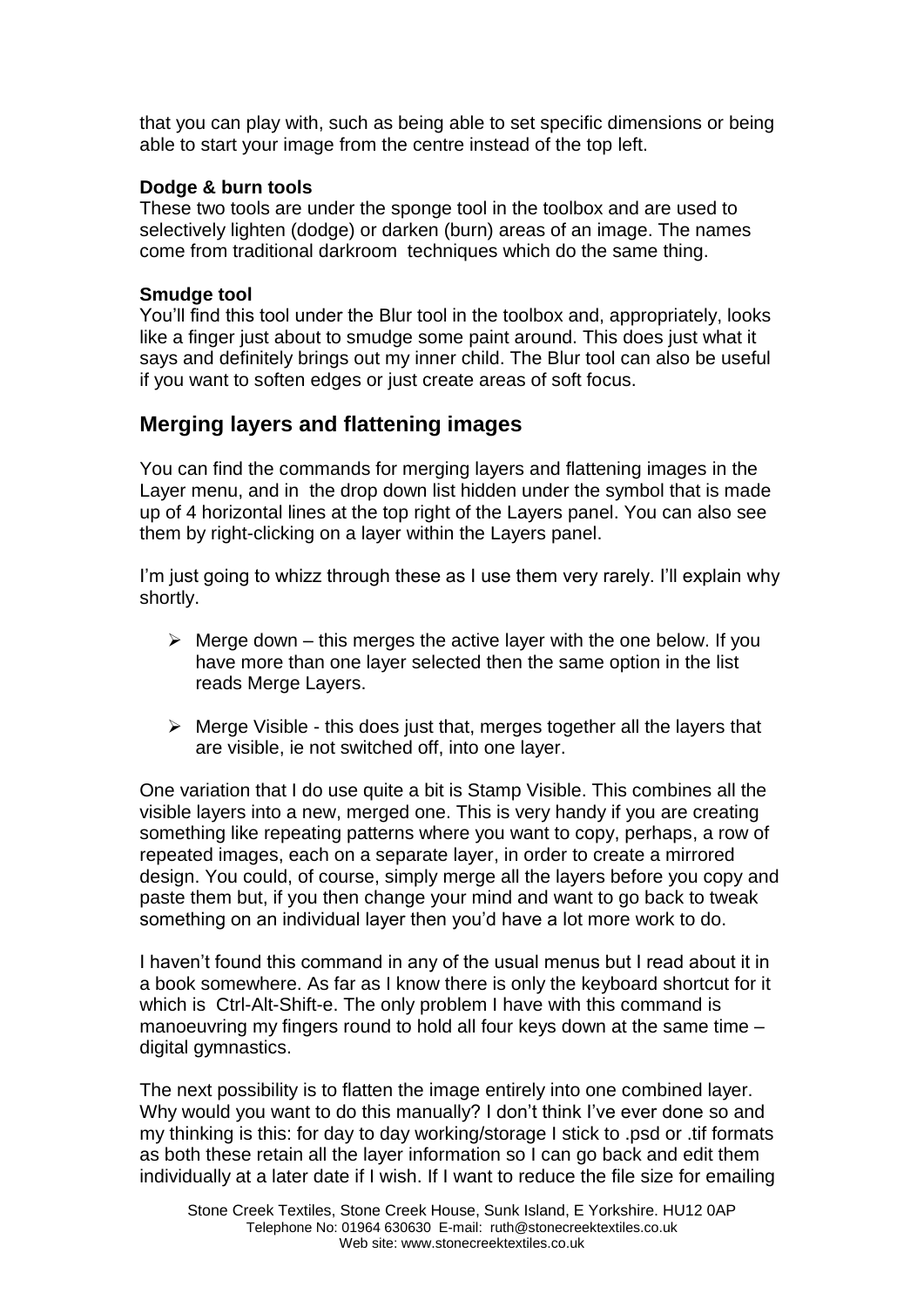that you can play with, such as being able to set specific dimensions or being able to start your image from the centre instead of the top left.

**Dodge & burn tools**
These two tools are under the sponge tool in the toolbox and are used to selectively lighten (dodge) or darken (burn) areas of an image. The names come from traditional darkroom techniques which do the same thing.

**Smudge tool**
You'll find this tool under the Blur tool in the toolbox and, appropriately, looks like a finger just about to smudge some paint around. This does just what it says and definitely brings out my inner child. The Blur tool can also be useful if you want to soften edges or just create areas of soft focus.

## Merging layers and flattening images

You can find the commands for merging layers and flattening images in the Layer menu, and in the drop down list hidden under the symbol that is made up of 4 horizontal lines at the top right of the Layers panel. You can also see them by right-clicking on a layer within the Layers panel.

I'm just going to whizz through these as I use them very rarely. I'll explain why shortly.

- Merge down – this merges the active layer with the one below. If you have more than one layer selected then the same option in the list reads Merge Layers.
- Merge Visible - this does just that, merges together all the layers that are visible, ie not switched off, into one layer.

One variation that I do use quite a bit is Stamp Visible. This combines all the visible layers into a new, merged one. This is very handy if you are creating something like repeating patterns where you want to copy, perhaps, a row of repeated images, each on a separate layer, in order to create a mirrored design. You could, of course, simply merge all the layers before you copy and paste them but, if you then change your mind and want to go back to tweak something on an individual layer then you'd have a lot more work to do.

I haven't found this command in any of the usual menus but I read about it in a book somewhere. As far as I know there is only the keyboard shortcut for it which is Ctrl-Alt-Shift-e. The only problem I have with this command is manoeuvring my fingers round to hold all four keys down at the same time – digital gymnastics.

The next possibility is to flatten the image entirely into one combined layer. Why would you want to do this manually? I don't think I've ever done so and my thinking is this: for day to day working/storage I stick to .psd or .tif formats as both these retain all the layer information so I can go back and edit them individually at a later date if I wish. If I want to reduce the file size for emailing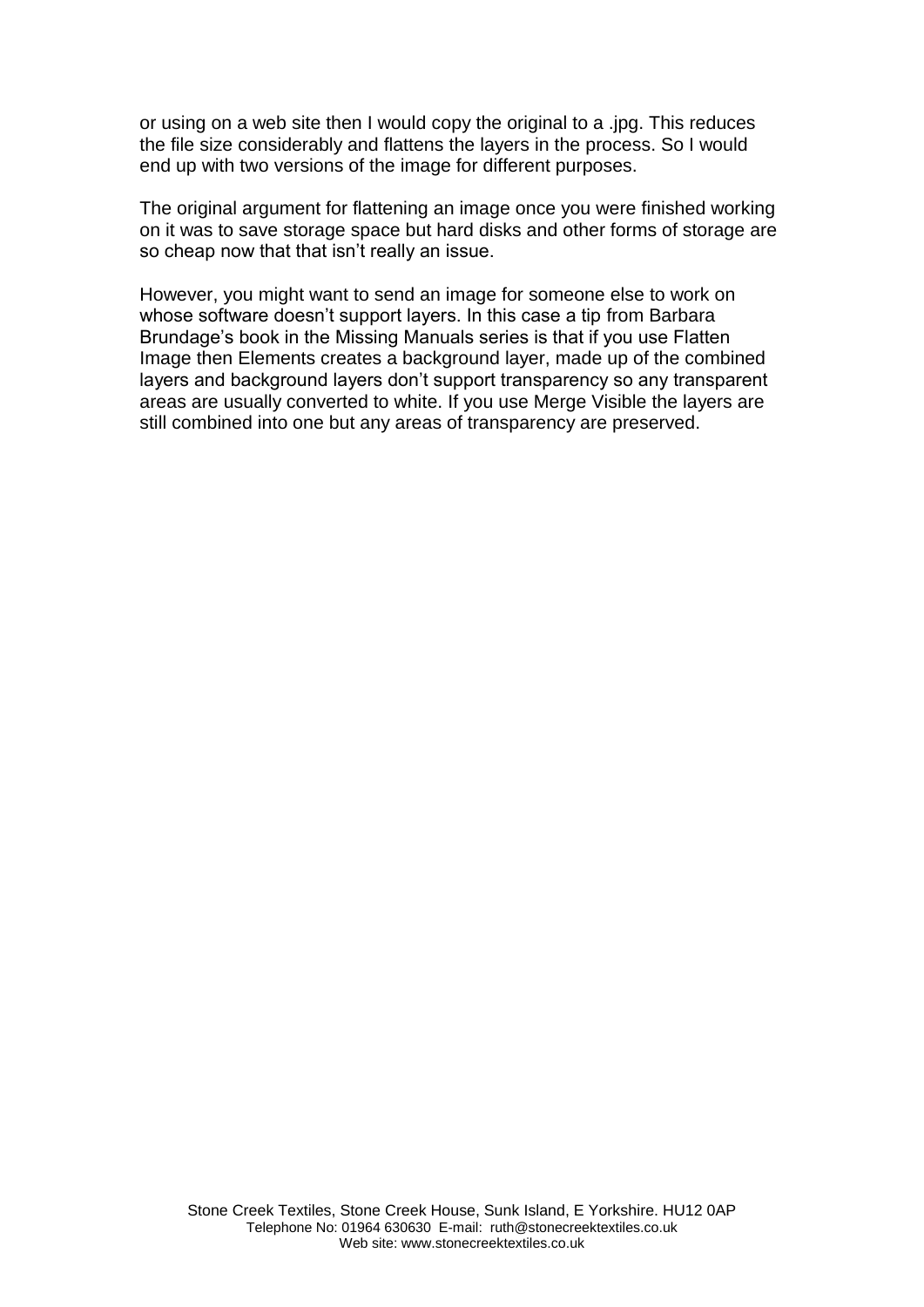or using on a web site then I would copy the original to a .jpg. This reduces the file size considerably and flattens the layers in the process. So I would end up with two versions of the image for different purposes.

The original argument for flattening an image once you were finished working on it was to save storage space but hard disks and other forms of storage are so cheap now that that isn't really an issue.

However, you might want to send an image for someone else to work on whose software doesn't support layers. In this case a tip from Barbara Brundage's book in the Missing Manuals series is that if you use Flatten Image then Elements creates a background layer, made up of the combined layers and background layers don't support transparency so any transparent areas are usually converted to white. If you use Merge Visible the layers are still combined into one but any areas of transparency are preserved.